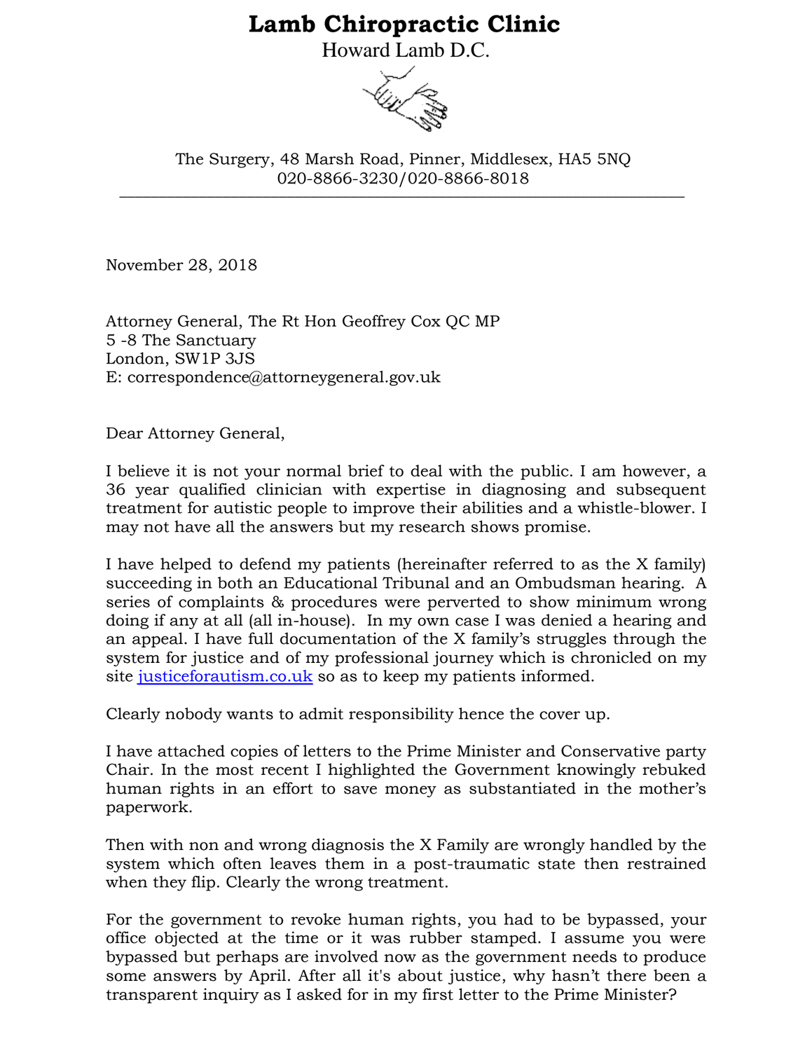# Lamb Chiropractic Clinic

Howard Lamb D.C.

The Surgery, 48 Marsh Road, Pinner, Middlesex, HA5 5NQ
020-8866-3230/020-8866-8018

---

November 28, 2018

Attorney General, The Rt Hon Geoffrey Cox QC MP
5 -8 The Sanctuary
London, SW1P 3JS
E: correspondence@attorneygeneral.gov.uk

Dear Attorney General,

I believe it is not your normal brief to deal with the public. I am however, a 36 year qualified clinician with expertise in diagnosing and subsequent treatment for autistic people to improve their abilities and a whistle-blower. I may not have all the answers but my research shows promise.

I have helped to defend my patients (hereinafter referred to as the X family) succeeding in both an Educational Tribunal and an Ombudsman hearing. A series of complaints & procedures were perverted to show minimum wrong doing if any at all (all in-house). In my own case I was denied a hearing and an appeal. I have full documentation of the X family's struggles through the system for justice and of my professional journey which is chronicled on my site [justiceforautism.co.uk](justiceforautism.co.uk) so as to keep my patients informed.

Clearly nobody wants to admit responsibility hence the cover up.

I have attached copies of letters to the Prime Minister and Conservative party Chair. In the most recent I highlighted the Government knowingly rebuked human rights in an effort to save money as substantiated in the mother's paperwork.

Then with non and wrong diagnosis the X Family are wrongly handled by the system which often leaves them in a post-traumatic state then restrained when they flip. Clearly the wrong treatment.

For the government to revoke human rights, you had to be bypassed, your office objected at the time or it was rubber stamped. I assume you were bypassed but perhaps are involved now as the government needs to produce some answers by April. After all it's about justice, why hasn't there been a transparent inquiry as I asked for in my first letter to the Prime Minister?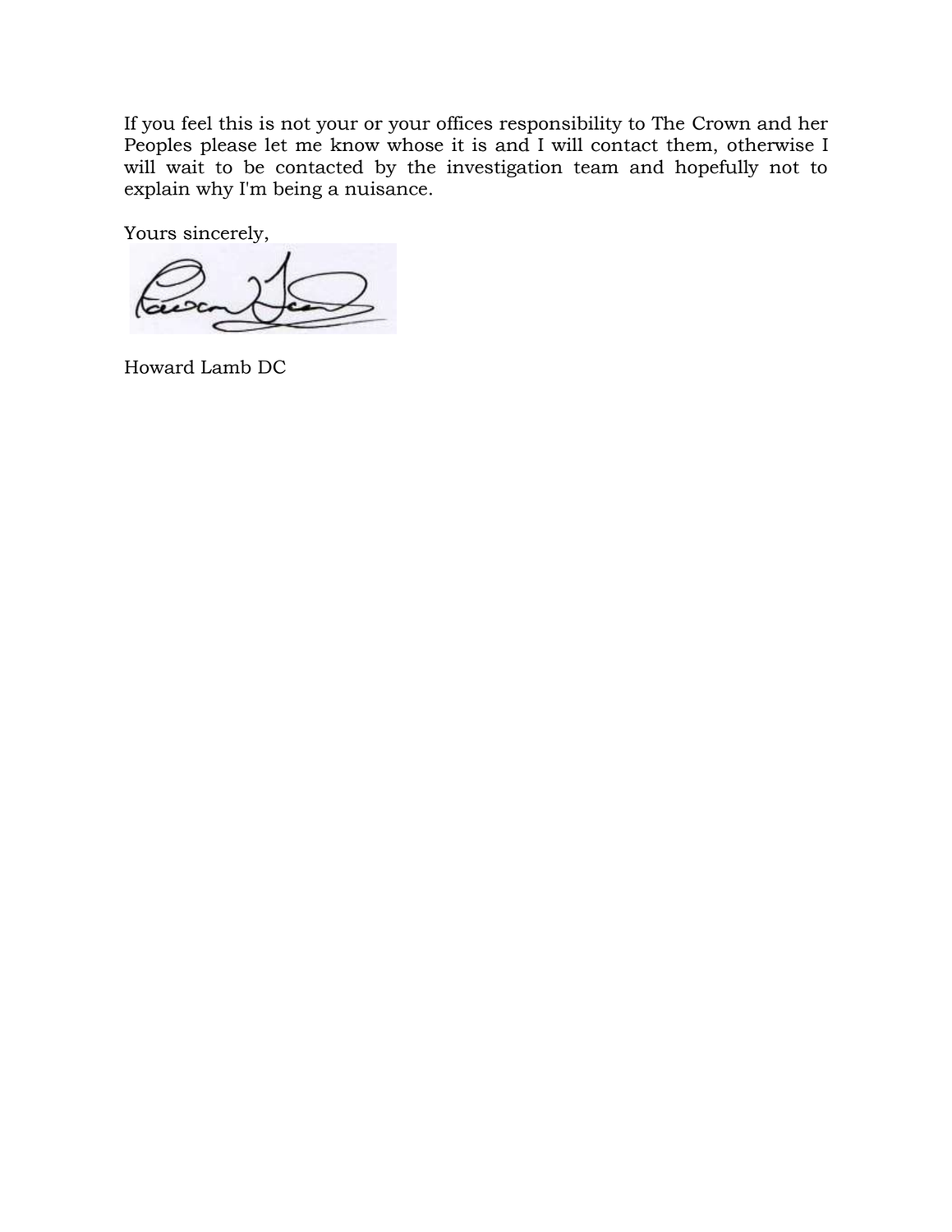If you feel this is not your or your offices responsibility to The Crown and her Peoples please let me know whose it is and I will contact them, otherwise I will wait to be contacted by the investigation team and hopefully not to explain why I'm being a nuisance.

Yours sincerely,

Howard Lamb DC